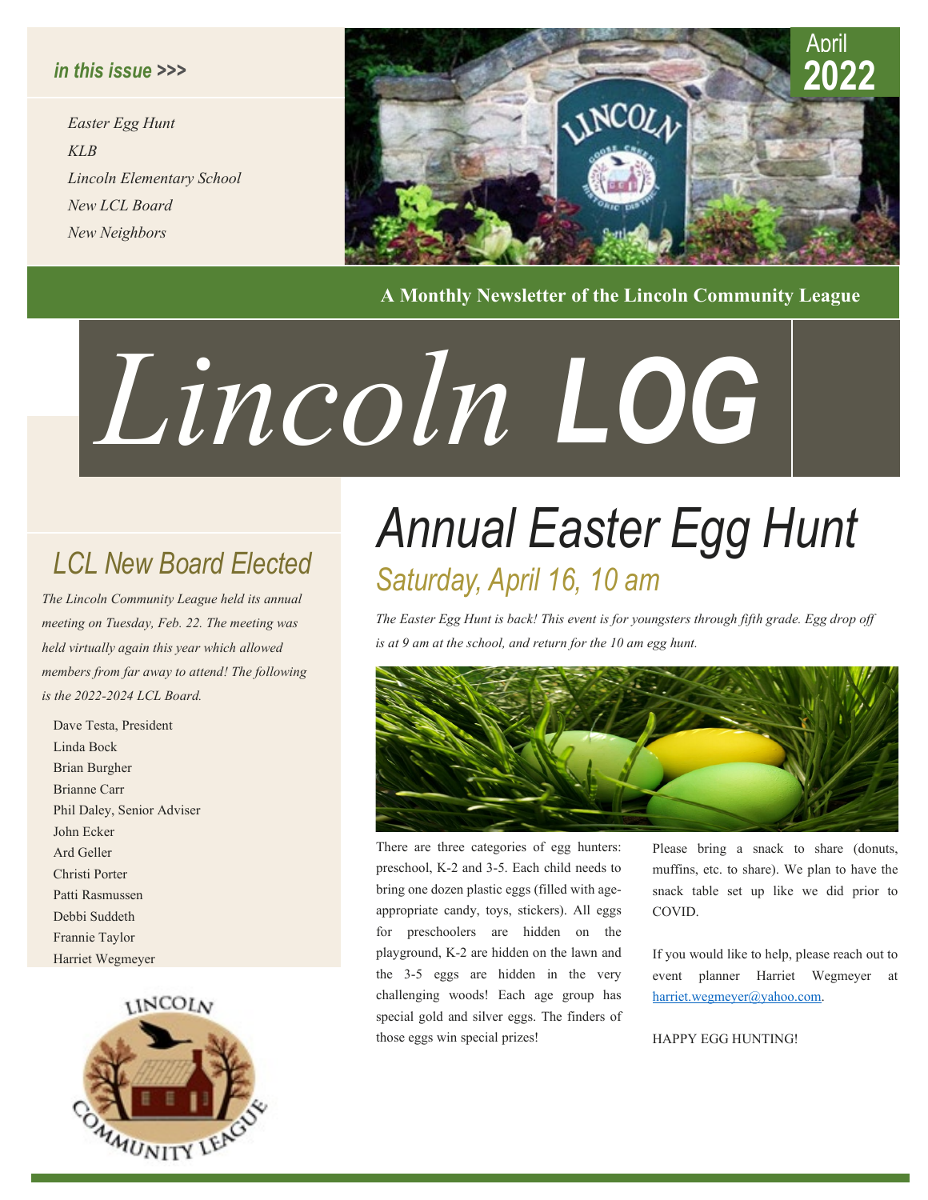*in this issue >>>*

*Easter Egg Hunt*
*KLB*
*Lincoln Elementary School*
*New LCL Board*
*New Neighbors*

April 2022

**A Monthly Newsletter of the Lincoln Community League**

# *Lincoln* **LOG**

## *LCL New Board Elected*

*The Lincoln Community League held its annual meeting on Tuesday, Feb. 22. The meeting was held virtually again this year which allowed members from far away to attend! The following is the 2022-2024 LCL Board.*

Dave Testa, President
Linda Bock
Brian Burgher
Brianne Carr
Phil Daley, Senior Adviser
John Ecker
Ard Geller
Christi Porter
Patti Rasmussen
Debbi Suddeth
Frannie Taylor
Harriet Wegmeyer

# *Annual Easter Egg Hunt*

## *Saturday, April 16, 10 am*

*The Easter Egg Hunt is back! This event is for youngsters through fifth grade. Egg drop off is at 9 am at the school, and return for the 10 am egg hunt.*

There are three categories of egg hunters: preschool, K-2 and 3-5. Each child needs to bring one dozen plastic eggs (filled with age-appropriate candy, toys, stickers). All eggs for preschoolers are hidden on the playground, K-2 are hidden on the lawn and the 3-5 eggs are hidden in the very challenging woods! Each age group has special gold and silver eggs. The finders of those eggs win special prizes!

Please bring a snack to share (donuts, muffins, etc. to share). We plan to have the snack table set up like we did prior to COVID.

If you would like to help, please reach out to event planner Harriet Wegmeyer at harriet.wegmeyer@yahoo.com.

HAPPY EGG HUNTING!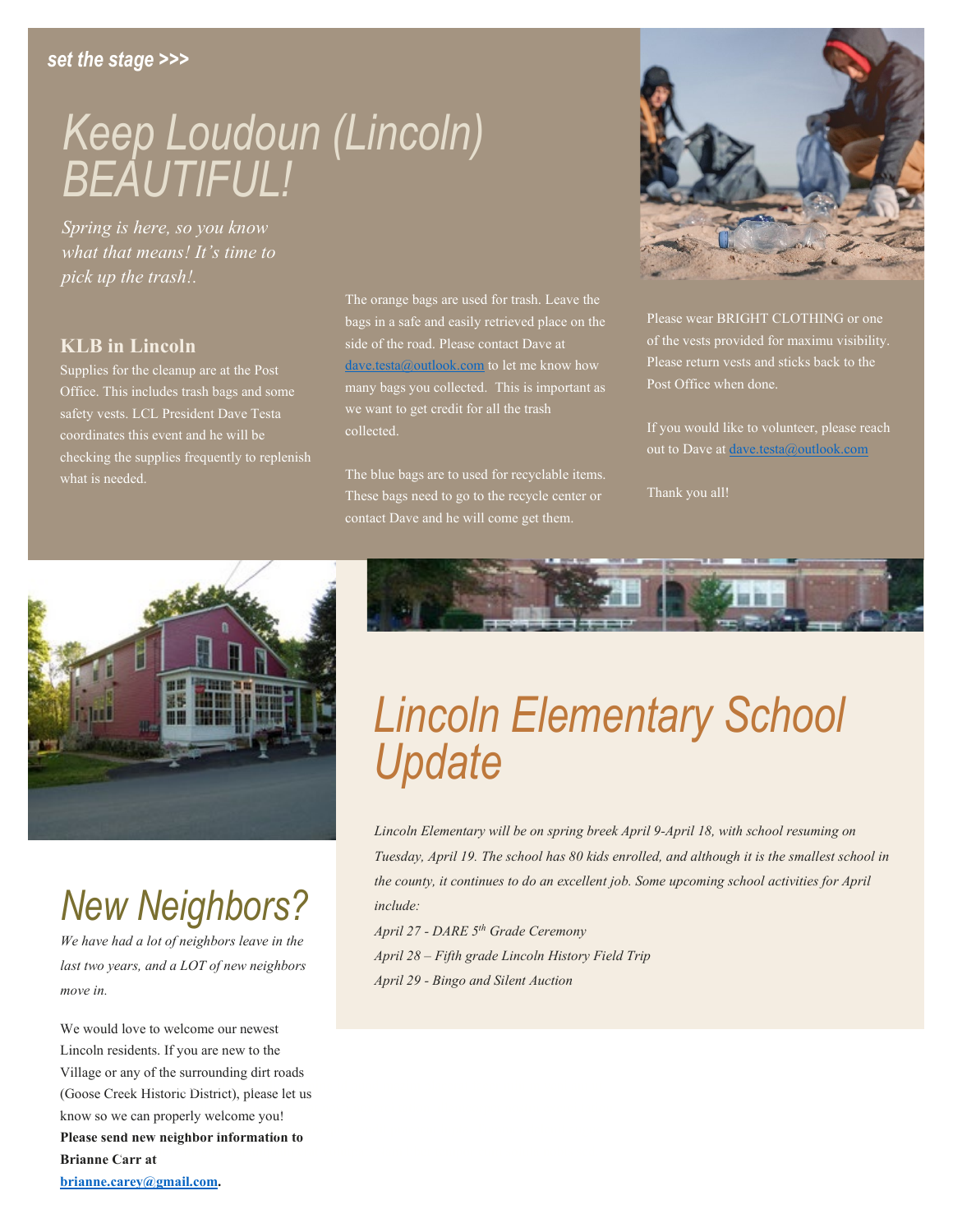*set the stage >>>*

# *Keep Loudoun (Lincoln) BEAUTIFUL!*

*Spring is here, so you know what that means! It's time to pick up the trash!.*

### KLB in Lincoln

Supplies for the cleanup are at the Post Office. This includes trash bags and some safety vests. LCL President Dave Testa coordinates this event and he will be checking the supplies frequently to replenish what is needed.

The orange bags are used for trash. Leave the bags in a safe and easily retrieved place on the side of the road. Please contact Dave at dave.testa@outlook.com to let me know how many bags you collected. This is important as we want to get credit for all the trash collected.

The blue bags are to used for recyclable items. These bags need to go to the recycle center or contact Dave and he will come get them.

Please wear BRIGHT CLOTHING or one of the vests provided for maximu visibility. Please return vests and sticks back to the Post Office when done.

If you would like to volunteer, please reach out to Dave at dave.testa@outlook.com

Thank you all!

# *New Neighbors?*

*We have had a lot of neighbors leave in the last two years, and a LOT of new neighbors move in.*

We would love to welcome our newest Lincoln residents. If you are new to the Village or any of the surrounding dirt roads (Goose Creek Historic District), please let us know so we can properly welcome you! **Please send new neighbor information to Brianne Carr at brianne.carey@gmail.com.**

# *Lincoln Elementary School Update*

*Lincoln Elementary will be on spring breek April 9-April 18, with school resuming on Tuesday, April 19. The school has 80 kids enrolled, and although it is the smallest school in the county, it continues to do an excellent job. Some upcoming school activities for April include:*

*April 27 - DARE 5th Grade Ceremony*

*April 28 – Fifth grade Lincoln History Field Trip*

*April 29 - Bingo and Silent Auction*